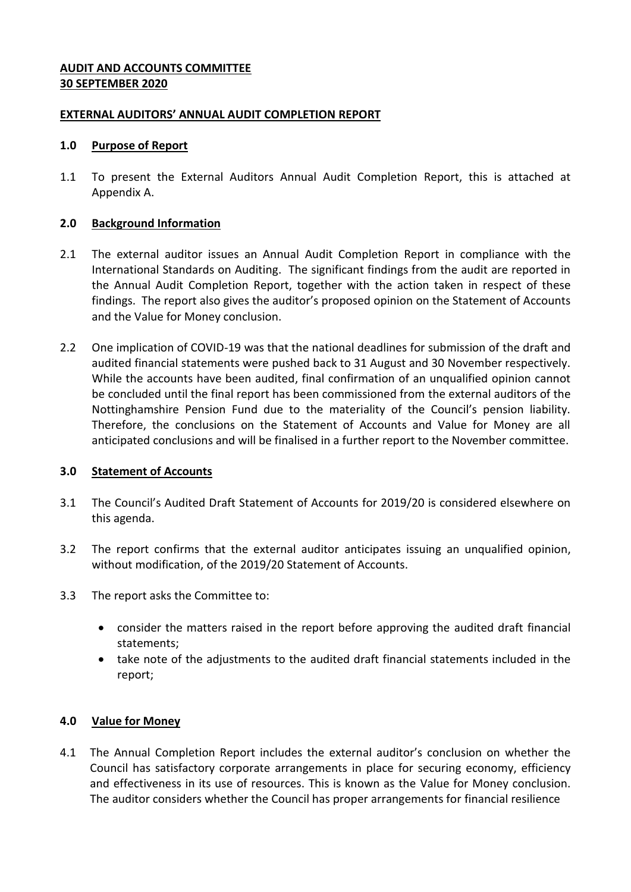**AUDIT AND ACCOUNTS COMMITTEE**
**30 SEPTEMBER 2020**

**EXTERNAL AUDITORS' ANNUAL AUDIT COMPLETION REPORT**

## 1.0 Purpose of Report

1.1 To present the External Auditors Annual Audit Completion Report, this is attached at Appendix A.

## 2.0 Background Information

2.1 The external auditor issues an Annual Audit Completion Report in compliance with the International Standards on Auditing. The significant findings from the audit are reported in the Annual Audit Completion Report, together with the action taken in respect of these findings. The report also gives the auditor's proposed opinion on the Statement of Accounts and the Value for Money conclusion.

2.2 One implication of COVID-19 was that the national deadlines for submission of the draft and audited financial statements were pushed back to 31 August and 30 November respectively. While the accounts have been audited, final confirmation of an unqualified opinion cannot be concluded until the final report has been commissioned from the external auditors of the Nottinghamshire Pension Fund due to the materiality of the Council's pension liability. Therefore, the conclusions on the Statement of Accounts and Value for Money are all anticipated conclusions and will be finalised in a further report to the November committee.

## 3.0 Statement of Accounts

3.1 The Council's Audited Draft Statement of Accounts for 2019/20 is considered elsewhere on this agenda.

3.2 The report confirms that the external auditor anticipates issuing an unqualified opinion, without modification, of the 2019/20 Statement of Accounts.

3.3 The report asks the Committee to:

- consider the matters raised in the report before approving the audited draft financial statements;
- take note of the adjustments to the audited draft financial statements included in the report;

## 4.0 Value for Money

4.1 The Annual Completion Report includes the external auditor's conclusion on whether the Council has satisfactory corporate arrangements in place for securing economy, efficiency and effectiveness in its use of resources. This is known as the Value for Money conclusion. The auditor considers whether the Council has proper arrangements for financial resilience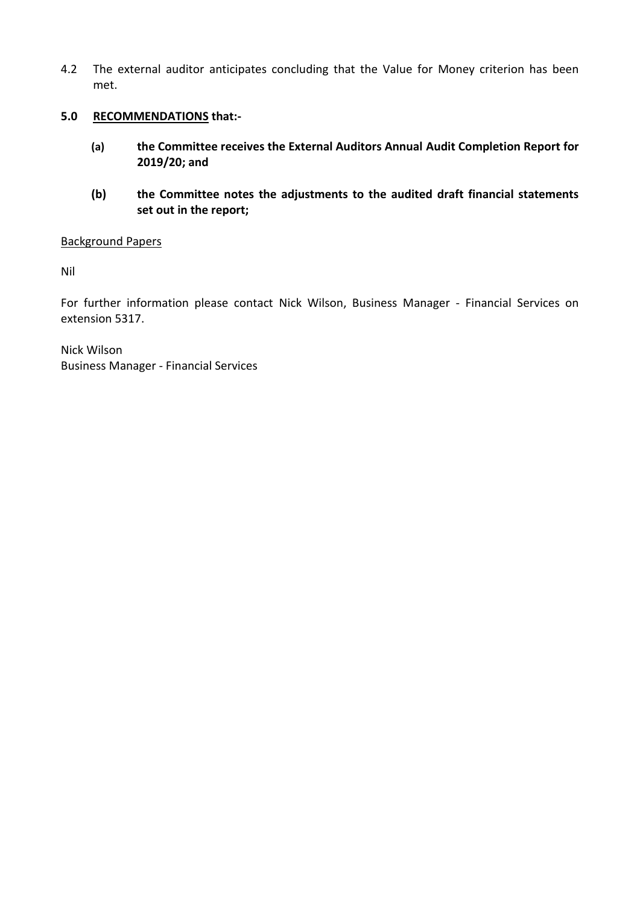4.2 The external auditor anticipates concluding that the Value for Money criterion has been met.

**5.0 RECOMMENDATIONS that:-**

**(a) the Committee receives the External Auditors Annual Audit Completion Report for 2019/20; and**

**(b) the Committee notes the adjustments to the audited draft financial statements set out in the report;**

Background Papers

Nil

For further information please contact Nick Wilson, Business Manager - Financial Services on extension 5317.

Nick Wilson
Business Manager - Financial Services